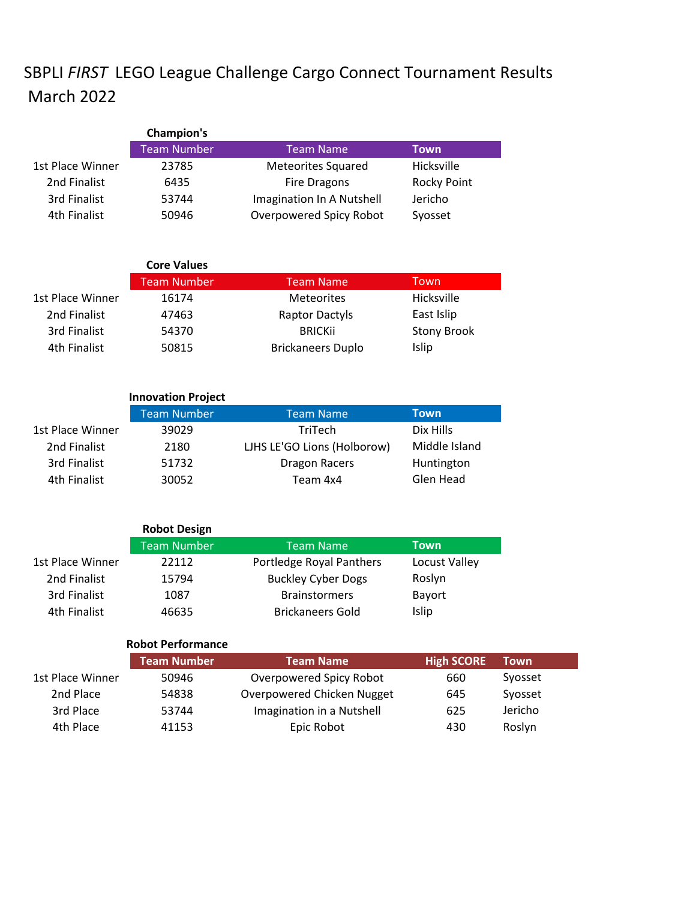# SBPLI *FIRST* LEGO League Challenge Cargo Connect Tournament Results

## March 2022

### Champion's

| | Team Number | Team Name | Town |
|---|---|---|---|
| 1st Place Winner | 23785 | Meteorites Squared | Hicksville |
| 2nd Finalist | 6435 | Fire Dragons | Rocky Point |
| 3rd Finalist | 53744 | Imagination In A Nutshell | Jericho |
| 4th Finalist | 50946 | Overpowered Spicy Robot | Syosset |

### Core Values

| | Team Number | Team Name | Town |
|---|---|---|---|
| 1st Place Winner | 16174 | Meteorites | Hicksville |
| 2nd Finalist | 47463 | Raptor Dactyls | East Islip |
| 3rd Finalist | 54370 | BRICKii | Stony Brook |
| 4th Finalist | 50815 | Brickaneers Duplo | Islip |

### Innovation Project

| | Team Number | Team Name | Town |
|---|---|---|---|
| 1st Place Winner | 39029 | TriTech | Dix Hills |
| 2nd Finalist | 2180 | LJHS LE'GO Lions (Holborow) | Middle Island |
| 3rd Finalist | 51732 | Dragon Racers | Huntington |
| 4th Finalist | 30052 | Team 4x4 | Glen Head |

### Robot Design

| | Team Number | Team Name | Town |
|---|---|---|---|
| 1st Place Winner | 22112 | Portledge Royal Panthers | Locust Valley |
| 2nd Finalist | 15794 | Buckley Cyber Dogs | Roslyn |
| 3rd Finalist | 1087 | Brainstormers | Bayort |
| 4th Finalist | 46635 | Brickaneers Gold | Islip |

### Robot Performance

| | Team Number | Team Name | High SCORE | Town |
|---|---|---|---|---|
| 1st Place Winner | 50946 | Overpowered Spicy Robot | 660 | Syosset |
| 2nd Place | 54838 | Overpowered Chicken Nugget | 645 | Syosset |
| 3rd Place | 53744 | Imagination in a Nutshell | 625 | Jericho |
| 4th Place | 41153 | Epic Robot | 430 | Roslyn |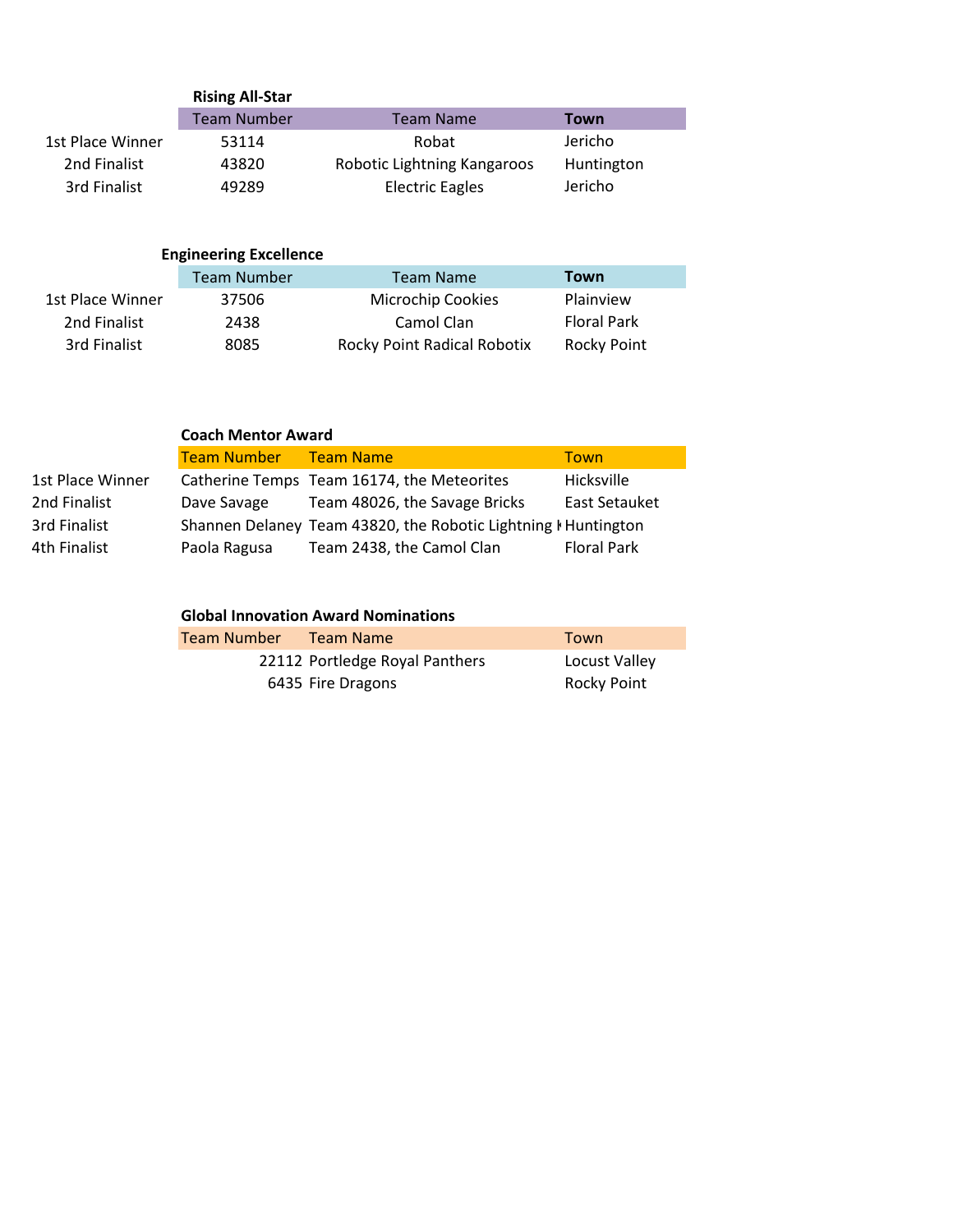**Rising All-Star**

| | Team Number | Team Name | Town |
|---|---|---|---|
| 1st Place Winner | 53114 | Robat | Jericho |
| 2nd Finalist | 43820 | Robotic Lightning Kangaroos | Huntington |
| 3rd Finalist | 49289 | Electric Eagles | Jericho |

**Engineering Excellence**

| | Team Number | Team Name | Town |
|---|---|---|---|
| 1st Place Winner | 37506 | Microchip Cookies | Plainview |
| 2nd Finalist | 2438 | Camol Clan | Floral Park |
| 3rd Finalist | 8085 | Rocky Point Radical Robotix | Rocky Point |

**Coach Mentor Award**

| | Team Number | Team Name | Town |
|---|---|---|---|
| 1st Place Winner | Catherine Temps | Team 16174, the Meteorites | Hicksville |
| 2nd Finalist | Dave Savage | Team 48026, the Savage Bricks | East Setauket |
| 3rd Finalist | Shannen Delaney | Team 43820, the Robotic Lightning K | Huntington |
| 4th Finalist | Paola Ragusa | Team 2438, the Camol Clan | Floral Park |

**Global Innovation Award Nominations**

| Team Number | Team Name | Town |
|---|---|---|
| 22112 | Portledge Royal Panthers | Locust Valley |
| 6435 | Fire Dragons | Rocky Point |